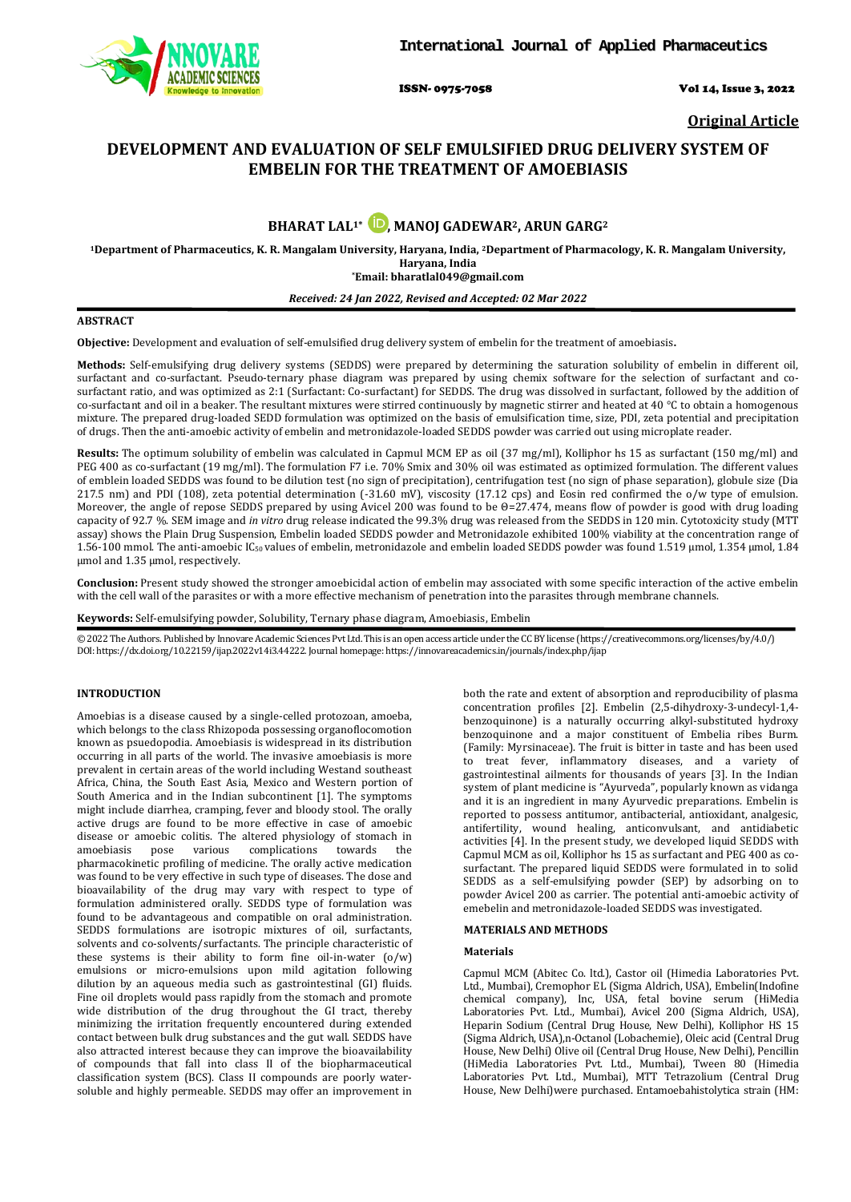Original Article

# DEVELOPMENT AND EVALUATION OF SELF EMULSIFIED DRUG DELIVERY SYSTEM OF EMBELIN FOR THE TREATMENT OF AMOEBIASIS

**BHARAT LAL[1*], MANOJ GADEWAR[2], ARUN GARG[2]**

[1]Department of Pharmaceutics, K. R. Mangalam University, Haryana, India, [2]Department of Pharmacology, K. R. Mangalam University, Haryana, India
*Email: bharatlal049@gmail.com

*Received: 24 Jan 2022, Revised and Accepted: 02 Mar 2022*

## ABSTRACT

**Objective:** Development and evaluation of self-emulsified drug delivery system of embelin for the treatment of amoebiasis.

**Methods:** Self-emulsifying drug delivery systems (SEDDS) were prepared by determining the saturation solubility of embelin in different oil, surfactant and co-surfactant. Pseudo-ternary phase diagram was prepared by using chemix software for the selection of surfactant and co-surfactant ratio, and was optimized as 2:1 (Surfactant: Co-surfactant) for SEDDS. The drug was dissolved in surfactant, followed by the addition of co-surfactant and oil in a beaker. The resultant mixtures were stirred continuously by magnetic stirrer and heated at 40 °C to obtain a homogenous mixture. The prepared drug-loaded SEDD formulation was optimized on the basis of emulsification time, size, PDI, zeta potential and precipitation of drugs. Then the anti-amoebic activity of embelin and metronidazole-loaded SEDDS powder was carried out using microplate reader.

**Results:** The optimum solubility of embelin was calculated in Capmul MCM EP as oil (37 mg/ml), Kolliphor hs 15 as surfactant (150 mg/ml) and PEG 400 as co-surfactant (19 mg/ml). The formulation F7 i.e. 70% Smix and 30% oil was estimated as optimized formulation. The different values of emblein loaded SEDDS was found to be dilution test (no sign of precipitation), centrifugation test (no sign of phase separation), globule size (Dia 217.5 nm) and PDI (108), zeta potential determination (-31.60 mV), viscosity (17.12 cps) and Eosin red confirmed the o/w type of emulsion. Moreover, the angle of repose SEDDS prepared by using Avicel 200 was found to be ϴ=27.474, means flow of powder is good with drug loading capacity of 92.7 %. SEM image and *in vitro* drug release indicated the 99.3% drug was released from the SEDDS in 120 min. Cytotoxicity study (MTT assay) shows the Plain Drug Suspension, Embelin loaded SEDDS powder and Metronidazole exhibited 100% viability at the concentration range of 1.56-100 mmol. The anti-amoebic $IC_{50}$ values of embelin, metronidazole and embelin loaded SEDDS powder was found 1.519 µmol, 1.354 µmol, 1.84 µmol and 1.35 µmol, respectively.

**Conclusion:** Present study showed the stronger amoebicidal action of embelin may associated with some specific interaction of the active embelin with the cell wall of the parasites or with a more effective mechanism of penetration into the parasites through membrane channels.

**Keywords:** Self-emulsifying powder, Solubility, Ternary phase diagram, Amoebiasis, Embelin

© 2022 The Authors. Published by Innovare Academic Sciences Pvt Ltd. This is an open access article under the CC BY license (https://creativecommons.org/licenses/by/4.0/) DOI: https://dx.doi.org/10.22159/ijap.2022v14i3.44222. Journal homepage: https://innovareacademics.in/journals/index.php/ijap

## INTRODUCTION

Amoebias is a disease caused by a single-celled protozoan, amoeba, which belongs to the class Rhizopoda possessing organoflocomotion known as psuedopodia. Amoebiasis is widespread in its distribution occurring in all parts of the world. The invasive amoebiasis is more prevalent in certain areas of the world including Westand southeast Africa, China, the South East Asia, Mexico and Western portion of South America and in the Indian subcontinent [1]. The symptoms might include diarrhea, cramping, fever and bloody stool. The orally active drugs are found to be more effective in case of amoebic disease or amoebic colitis. The altered physiology of stomach in amoebiasis pose various complications towards the pharmacokinetic profiling of medicine. The orally active medication was found to be very effective in such type of diseases. The dose and bioavailability of the drug may vary with respect to type of formulation administered orally. SEDDS type of formulation was found to be advantageous and compatible on oral administration. SEDDS formulations are isotropic mixtures of oil, surfactants, solvents and co-solvents/surfactants. The principle characteristic of these systems is their ability to form fine oil-in-water (o/w) emulsions or micro-emulsions upon mild agitation following dilution by an aqueous media such as gastrointestinal (GI) fluids. Fine oil droplets would pass rapidly from the stomach and promote wide distribution of the drug throughout the GI tract, thereby minimizing the irritation frequently encountered during extended contact between bulk drug substances and the gut wall. SEDDS have also attracted interest because they can improve the bioavailability of compounds that fall into class II of the biopharmaceutical classification system (BCS). Class II compounds are poorly water-soluble and highly permeable. SEDDS may offer an improvement in both the rate and extent of absorption and reproducibility of plasma concentration profiles [2]. Embelin (2,5-dihydroxy-3-undecyl-1,4-benzoquinone) is a naturally occurring alkyl-substituted hydroxy benzoquinone and a major constituent of Embelia ribes Burm. (Family: Myrsinaceae). The fruit is bitter in taste and has been used to treat fever, inflammatory diseases, and a variety of gastrointestinal ailments for thousands of years [3]. In the Indian system of plant medicine is "Ayurveda", popularly known as vidanga and it is an ingredient in many Ayurvedic preparations. Embelin is reported to possess antitumor, antibacterial, antioxidant, analgesic, antifertility, wound healing, anticonvulsant, and antidiabetic activities [4]. In the present study, we developed liquid SEDDS with Capmul MCM as oil, Kolliphor hs 15 as surfactant and PEG 400 as co-surfactant. The prepared liquid SEDDS were formulated in to solid SEDDS as a self-emulsifying powder (SEP) by adsorbing on to powder Avicel 200 as carrier. The potential anti-amoebic activity of emebelin and metronidazole-loaded SEDDS was investigated.

## MATERIALS AND METHODS

### Materials

Capmul MCM (Abitec Co. ltd.), Castor oil (Himedia Laboratories Pvt. Ltd., Mumbai), Cremophor EL (Sigma Aldrich, USA), Embelin(Indofine chemical company), Inc, USA, fetal bovine serum (HiMedia Laboratories Pvt. Ltd., Mumbai), Avicel 200 (Sigma Aldrich, USA), Heparin Sodium (Central Drug House, New Delhi), Kolliphor HS 15 (Sigma Aldrich, USA),n-Octanol (Lobachemie), Oleic acid (Central Drug House, New Delhi) Olive oil (Central Drug House, New Delhi), Pencillin (HiMedia Laboratories Pvt. Ltd., Mumbai), Tween 80 (Himedia Laboratories Pvt. Ltd., Mumbai), MTT Tetrazolium (Central Drug House, New Delhi)were purchased. Entamoebahistolytica strain (HM: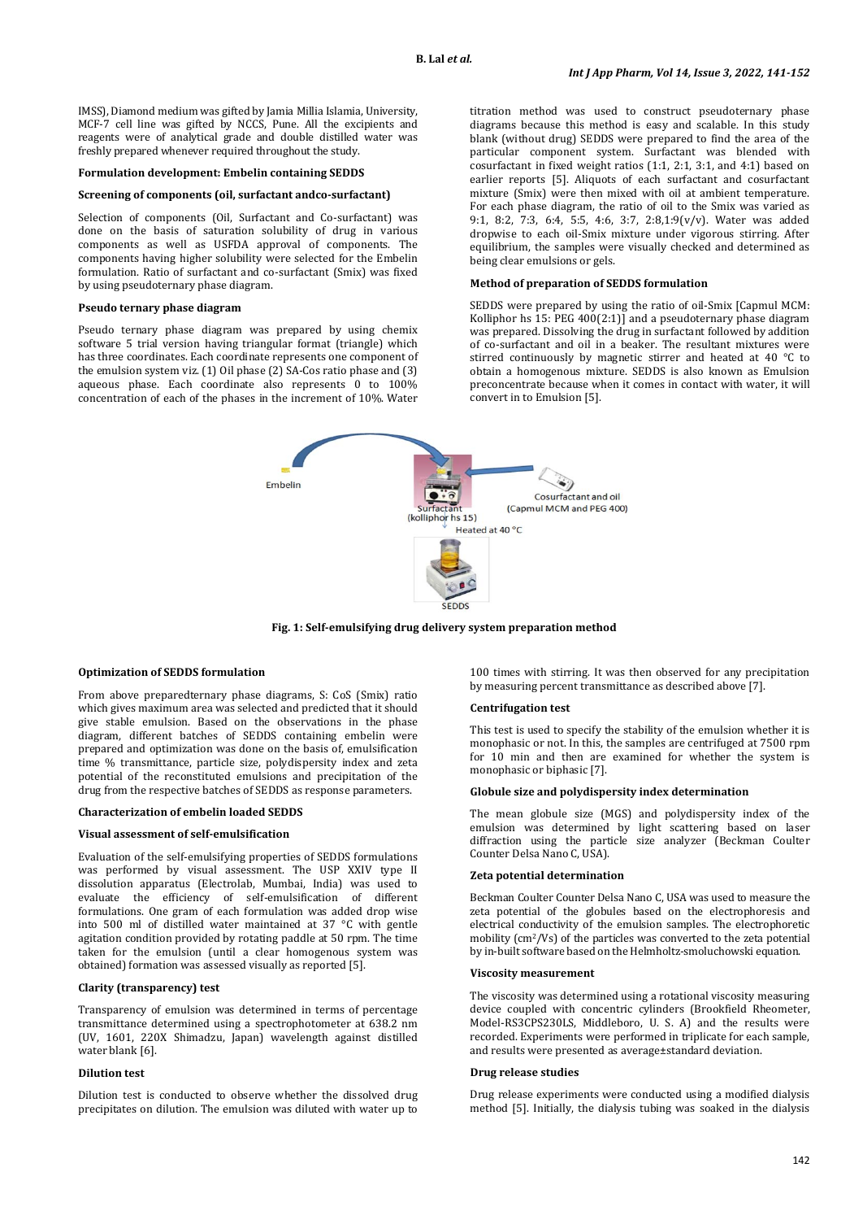IMSS), Diamond medium was gifted by Jamia Millia Islamia, University, MCF-7 cell line was gifted by NCCS, Pune. All the excipients and reagents were of analytical grade and double distilled water was freshly prepared whenever required throughout the study.

### Formulation development: Embelin containing SEDDS

#### Screening of components (oil, surfactant andco-surfactant)

Selection of components (Oil, Surfactant and Co-surfactant) was done on the basis of saturation solubility of drug in various components as well as USFDA approval of components. The components having higher solubility were selected for the Embelin formulation. Ratio of surfactant and co-surfactant (Smix) was fixed by using pseudoternary phase diagram.

#### Pseudo ternary phase diagram

Pseudo ternary phase diagram was prepared by using chemix software 5 trial version having triangular format (triangle) which has three coordinates. Each coordinate represents one component of the emulsion system viz. (1) Oil phase (2) SA-Cos ratio phase and (3) aqueous phase. Each coordinate also represents 0 to 100% concentration of each of the phases in the increment of 10%. Water titration method was used to construct pseudoternary phase diagrams because this method is easy and scalable. In this study blank (without drug) SEDDS were prepared to find the area of the particular component system. Surfactant was blended with cosurfactant in fixed weight ratios (1:1, 2:1, 3:1, and 4:1) based on earlier reports [5]. Aliquots of each surfactant and cosurfactant mixture (Smix) were then mixed with oil at ambient temperature. For each phase diagram, the ratio of oil to the Smix was varied as 9:1, 8:2, 7:3, 6:4, 5:5, 4:6, 3:7, 2:8,1:9(v/v). Water was added dropwise to each oil-Smix mixture under vigorous stirring. After equilibrium, the samples were visually checked and determined as being clear emulsions or gels.

#### Method of preparation of SEDDS formulation

SEDDS were prepared by using the ratio of oil-Smix [Capmul MCM: Kolliphor hs 15: PEG 400(2:1)] and a pseudoternary phase diagram was prepared. Dissolving the drug in surfactant followed by addition of co-surfactant and oil in a beaker. The resultant mixtures were stirred continuously by magnetic stirrer and heated at 40 °C to obtain a homogenous mixture. SEDDS is also known as Emulsion preconcentrate because when it comes in contact with water, it will convert in to Emulsion [5].

Embelin

Surfactant (kolliphor hs 15)

Cosurfactant and oil (Capmul MCM and PEG 400)

Heated at 40 °C

SEDDS

**Fig. 1: Self-emulsifying drug delivery system preparation method**

#### Optimization of SEDDS formulation

From above preparedternary phase diagrams, S: CoS (Smix) ratio which gives maximum area was selected and predicted that it should give stable emulsion. Based on the observations in the phase diagram, different batches of SEDDS containing embelin were prepared and optimization was done on the basis of, emulsification time % transmittance, particle size, polydispersity index and zeta potential of the reconstituted emulsions and precipitation of the drug from the respective batches of SEDDS as response parameters.

### Characterization of embelin loaded SEDDS

#### Visual assessment of self-emulsification

Evaluation of the self-emulsifying properties of SEDDS formulations was performed by visual assessment. The USP XXIV type II dissolution apparatus (Electrolab, Mumbai, India) was used to evaluate the efficiency of self-emulsification of different formulations. One gram of each formulation was added drop wise into 500 ml of distilled water maintained at 37 °C with gentle agitation condition provided by rotating paddle at 50 rpm. The time taken for the emulsion (until a clear homogenous system was obtained) formation was assessed visually as reported [5].

#### Clarity (transparency) test

Transparency of emulsion was determined in terms of percentage transmittance determined using a spectrophotometer at 638.2 nm (UV, 1601, 220X Shimadzu, Japan) wavelength against distilled water blank [6].

#### Dilution test

Dilution test is conducted to observe whether the dissolved drug precipitates on dilution. The emulsion was diluted with water up to 100 times with stirring. It was then observed for any precipitation by measuring percent transmittance as described above [7].

#### Centrifugation test

This test is used to specify the stability of the emulsion whether it is monophasic or not. In this, the samples are centrifuged at 7500 rpm for 10 min and then are examined for whether the system is monophasic or biphasic [7].

#### Globule size and polydispersity index determination

The mean globule size (MGS) and polydispersity index of the emulsion was determined by light scattering based on laser diffraction using the particle size analyzer (Beckman Coulter Counter Delsa Nano C, USA).

#### Zeta potential determination

Beckman Coulter Counter Delsa Nano C, USA was used to measure the zeta potential of the globules based on the electrophoresis and electrical conductivity of the emulsion samples. The electrophoretic mobility ($cm^2$/Vs) of the particles was converted to the zeta potential by in-built software based on the Helmholtz-smoluchowski equation.

#### Viscosity measurement

The viscosity was determined using a rotational viscosity measuring device coupled with concentric cylinders (Brookfield Rheometer, Model-RS3CPS230LS, Middleboro, U. S. A) and the results were recorded. Experiments were performed in triplicate for each sample, and results were presented as average±standard deviation.

#### Drug release studies

Drug release experiments were conducted using a modified dialysis method [5]. Initially, the dialysis tubing was soaked in the dialysis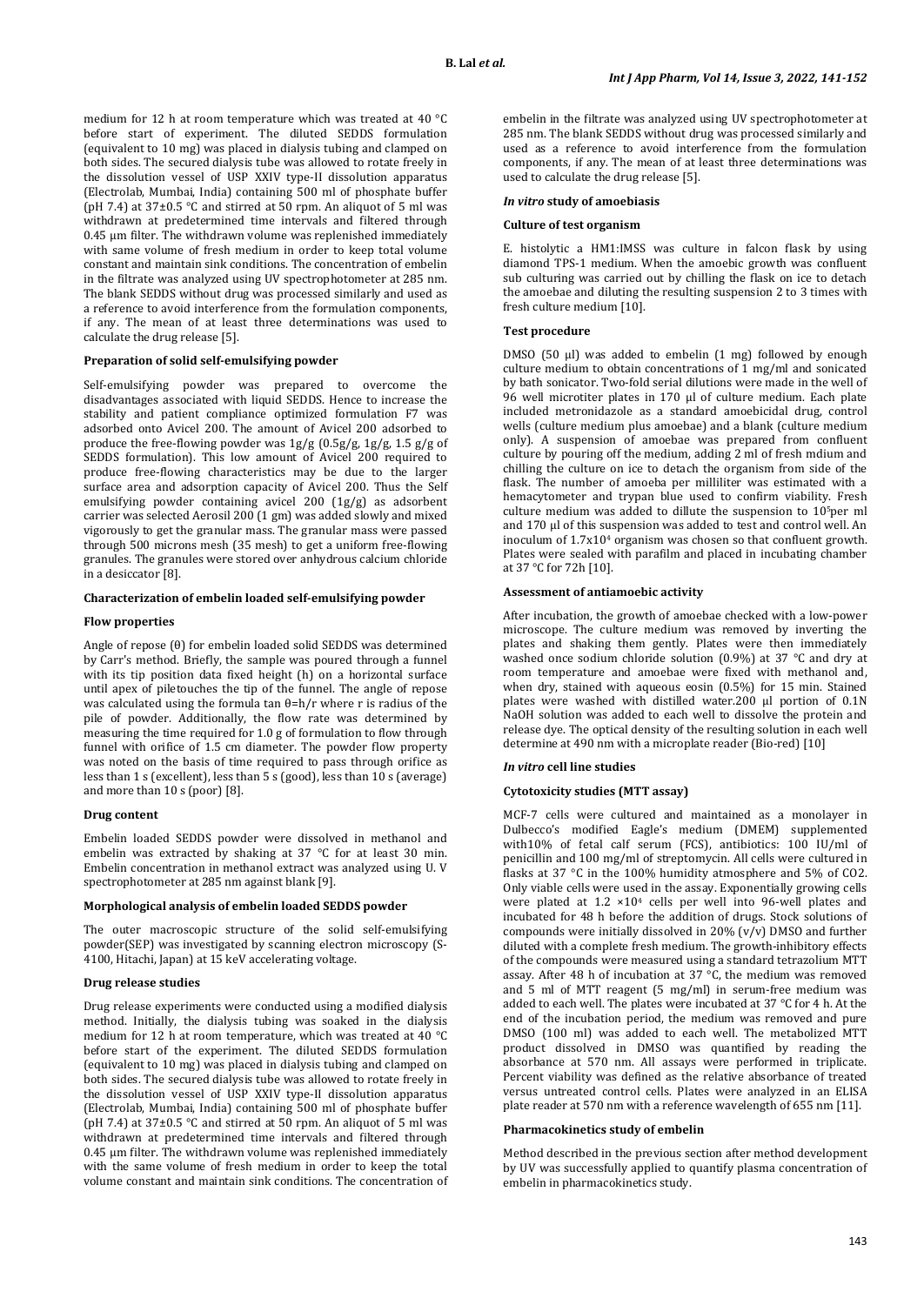medium for 12 h at room temperature which was treated at 40 °C before start of experiment. The diluted SEDDS formulation (equivalent to 10 mg) was placed in dialysis tubing and clamped on both sides. The secured dialysis tube was allowed to rotate freely in the dissolution vessel of USP XXIV type-II dissolution apparatus (Electrolab, Mumbai, India) containing 500 ml of phosphate buffer (pH 7.4) at 37±0.5 °C and stirred at 50 rpm. An aliquot of 5 ml was withdrawn at predetermined time intervals and filtered through 0.45 µm filter. The withdrawn volume was replenished immediately with same volume of fresh medium in order to keep total volume constant and maintain sink conditions. The concentration of embelin in the filtrate was analyzed using UV spectrophotometer at 285 nm. The blank SEDDS without drug was processed similarly and used as a reference to avoid interference from the formulation components, if any. The mean of at least three determinations was used to calculate the drug release [5].

**Preparation of solid self-emulsifying powder**

Self-emulsifying powder was prepared to overcome the disadvantages associated with liquid SEDDS. Hence to increase the stability and patient compliance optimized formulation F7 was adsorbed onto Avicel 200. The amount of Avicel 200 adsorbed to produce the free-flowing powder was 1g/g (0.5g/g, 1g/g, 1.5 g/g of SEDDS formulation). This low amount of Avicel 200 required to produce free-flowing characteristics may be due to the larger surface area and adsorption capacity of Avicel 200. Thus the Self emulsifying powder containing avicel 200 (1g/g) as adsorbent carrier was selected Aerosil 200 (1 gm) was added slowly and mixed vigorously to get the granular mass. The granular mass were passed through 500 microns mesh (35 mesh) to get a uniform free-flowing granules. The granules were stored over anhydrous calcium chloride in a desiccator [8].

**Characterization of embelin loaded self-emulsifying powder**

**Flow properties**

Angle of repose (θ) for embelin loaded solid SEDDS was determined by Carr's method. Briefly, the sample was poured through a funnel with its tip position data fixed height (h) on a horizontal surface until apex of piletouches the tip of the funnel. The angle of repose was calculated using the formula $\tan \theta = h/r$ where r is radius of the pile of powder. Additionally, the flow rate was determined by measuring the time required for 1.0 g of formulation to flow through funnel with orifice of 1.5 cm diameter. The powder flow property was noted on the basis of time required to pass through orifice as less than 1 s (excellent), less than 5 s (good), less than 10 s (average) and more than 10 s (poor) [8].

**Drug content**

Embelin loaded SEDDS powder were dissolved in methanol and embelin was extracted by shaking at 37 °C for at least 30 min. Embelin concentration in methanol extract was analyzed using U. V spectrophotometer at 285 nm against blank [9].

**Morphological analysis of embelin loaded SEDDS powder**

The outer macroscopic structure of the solid self-emulsifying powder(SEP) was investigated by scanning electron microscopy (S-4100, Hitachi, Japan) at 15 keV accelerating voltage.

**Drug release studies**

Drug release experiments were conducted using a modified dialysis method. Initially, the dialysis tubing was soaked in the dialysis medium for 12 h at room temperature, which was treated at 40 °C before start of the experiment. The diluted SEDDS formulation (equivalent to 10 mg) was placed in dialysis tubing and clamped on both sides. The secured dialysis tube was allowed to rotate freely in the dissolution vessel of USP XXIV type-II dissolution apparatus (Electrolab, Mumbai, India) containing 500 ml of phosphate buffer (pH 7.4) at 37±0.5 °C and stirred at 50 rpm. An aliquot of 5 ml was withdrawn at predetermined time intervals and filtered through 0.45 µm filter. The withdrawn volume was replenished immediately with the same volume of fresh medium in order to keep the total volume constant and maintain sink conditions. The concentration of embelin in the filtrate was analyzed using UV spectrophotometer at 285 nm. The blank SEDDS without drug was processed similarly and used as a reference to avoid interference from the formulation components, if any. The mean of at least three determinations was used to calculate the drug release [5].

***In vitro* study of amoebiasis**

**Culture of test organism**

E. histolytic a HM1:IMSS was culture in falcon flask by using diamond TPS-1 medium. When the amoebic growth was confluent sub culturing was carried out by chilling the flask on ice to detach the amoebae and diluting the resulting suspension 2 to 3 times with fresh culture medium [10].

**Test procedure**

DMSO (50 µl) was added to embelin (1 mg) followed by enough culture medium to obtain concentrations of 1 mg/ml and sonicated by bath sonicator. Two-fold serial dilutions were made in the well of 96 well microtiter plates in 170 µl of culture medium. Each plate included metronidazole as a standard amoebicidal drug, control wells (culture medium plus amoebae) and a blank (culture medium only). A suspension of amoebae was prepared from confluent culture by pouring off the medium, adding 2 ml of fresh mdium and chilling the culture on ice to detach the organism from side of the flask. The number of amoeba per milliliter was estimated with a hemacytometer and trypan blue used to confirm viability. Fresh culture medium was added to dilute the suspension to $10^5$per ml and 170 µl of this suspension was added to test and control well. An inoculum of $1.7 \times 10^4$ organism was chosen so that confluent growth. Plates were sealed with parafilm and placed in incubating chamber at 37 °C for 72h [10].

**Assessment of antiamoebic activity**

After incubation, the growth of amoebae checked with a low-power microscope. The culture medium was removed by inverting the plates and shaking them gently. Plates were then immediately washed once sodium chloride solution (0.9%) at 37 °C and dry at room temperature and amoebae were fixed with methanol and, when dry, stained with aqueous eosin (0.5%) for 15 min. Stained plates were washed with distilled water.200 µl portion of 0.1N NaOH solution was added to each well to dissolve the protein and release dye. The optical density of the resulting solution in each well determine at 490 nm with a microplate reader (Bio-red) [10]

***In vitro* cell line studies**

**Cytotoxicity studies (MTT assay)**

MCF-7 cells were cultured and maintained as a monolayer in Dulbecco's modified Eagle's medium (DMEM) supplemented with10% of fetal calf serum (FCS), antibiotics: 100 IU/ml of penicillin and 100 mg/ml of streptomycin. All cells were cultured in flasks at 37 °C in the 100% humidity atmosphere and 5% of $CO_2$. Only viable cells were used in the assay. Exponentially growing cells were plated at $1.2 \times 10^4$ cells per well into 96-well plates and incubated for 48 h before the addition of drugs. Stock solutions of compounds were initially dissolved in 20% (v/v) DMSO and further diluted with a complete fresh medium. The growth-inhibitory effects of the compounds were measured using a standard tetrazolium MTT assay. After 48 h of incubation at 37 °C, the medium was removed and 5 ml of MTT reagent (5 mg/ml) in serum-free medium was added to each well. The plates were incubated at 37 °C for 4 h. At the end of the incubation period, the medium was removed and pure DMSO (100 ml) was added to each well. The metabolized MTT product dissolved in DMSO was quantified by reading the absorbance at 570 nm. All assays were performed in triplicate. Percent viability was defined as the relative absorbance of treated versus untreated control cells. Plates were analyzed in an ELISA plate reader at 570 nm with a reference wavelength of 655 nm [11].

**Pharmacokinetics study of embelin**

Method described in the previous section after method development by UV was successfully applied to quantify plasma concentration of embelin in pharmacokinetics study.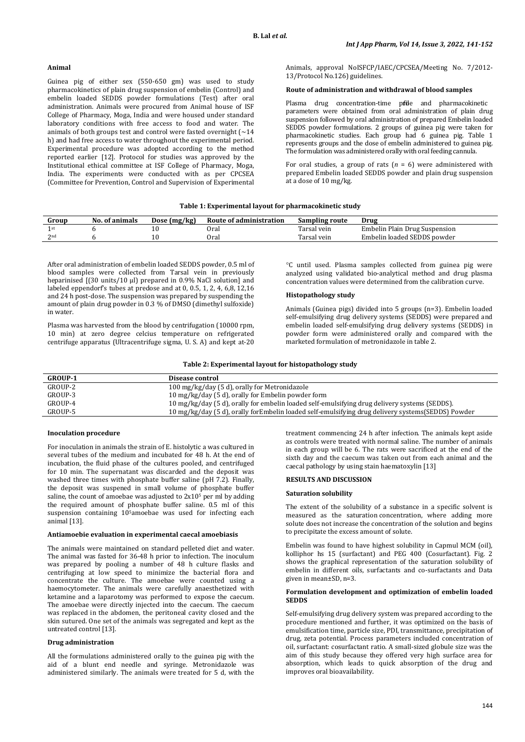### Animal

Guinea pig of either sex (550-650 gm) was used to study pharmacokinetics of plain drug suspension of embelin (Control) and embelin loaded SEDDS powder formulations (Test) after oral administration. Animals were procured from Animal house of ISF College of Pharmacy, Moga, India and were housed under standard laboratory conditions with free access to food and water. The animals of both groups test and control were fasted overnight (~14 h) and had free access to water throughout the experimental period. Experimental procedure was adopted according to the method reported earlier [12]. Protocol for studies was approved by the Institutional ethical committee at ISF College of Pharmacy, Moga, India. The experiments were conducted with as per CPCSEA (Committee for Prevention, Control and Supervision of Experimental Animals, approval NoISFCP/IAEC/CPCSEA/Meeting No. 7/2012-13/Protocol No.126) guidelines.

### Route of administration and withdrawal of blood samples

Plasma drug concentration-time profile and pharmacokinetic parameters were obtained from oral administration of plain drug suspension followed by oral administration of prepared Embelin loaded SEDDS powder formulations. 2 groups of guinea pig were taken for pharmacokinetic studies. Each group had 6 guinea pig. Table 1 represents groups and the dose of embelin administered to guinea pig. The formulation was administered orally with oral feeding cannula.

For oral studies, a group of rats (*n* = 6) were administered with prepared Embelin loaded SEDDS powder and plain drug suspension at a dose of 10 mg/kg.

**Table 1: Experimental layout for pharmacokinetic study**

| Group | No. of animals | Dose (mg/kg) | Route of administration | Sampling route | Drug |
|---|---|---|---|---|---|
| 1st | 6 | 10 | Oral | Tarsal vein | Embelin Plain Drug Suspension |
| 2nd | 6 | 10 | Oral | Tarsal vein | Embelin loaded SEDDS powder |

After oral administration of embelin loaded SEDDS powder, 0.5 ml of blood samples were collected from Tarsal vein in previously heparinised [(30 units/10 µl) prepared in 0.9% NaCl solution] and labeled eppendorf's tubes at predose and at 0, 0.5, 1, 2, 4, 6,8, 12,16 and 24 h post-dose. The suspension was prepared by suspending the amount of plain drug powder in 0.3 % of DMSO (dimethyl sulfoxide) in water.

Plasma was harvested from the blood by centrifugation (10000 rpm, 10 min) at zero degree celcius temperature on refrigerated centrifuge apparatus (Ultracentrifuge sigma, U. S. A) and kept at-20 °C until used. Plasma samples collected from guinea pig were analyzed using validated bio-analytical method and drug plasma concentration values were determined from the calibration curve.

### Histopathology study

Animals (Guinea pigs) divided into 5 groups (n=3). Embelin loaded self-emulsifying drug delivery systems (SEDDS) were prepared and embelin loaded self-emulsifying drug delivery systems (SEDDS) in powder form were administered orally and compared with the marketed formulation of metronidazole in table 2.

**Table 2: Experimental layout for histopathology study**

| GROUP-1 | Disease control |
|---|---|
| GROUP-2 | 100 mg/kg/day (5 d), orally for Metronidazole |
| GROUP-3 | 10 mg/kg/day (5 d), orally for Embelin powder form |
| GROUP-4 | 10 mg/kg/day (5 d), orally for embelin loaded self-emulsifying drug delivery systems (SEDDS). |
| GROUP-5 | 10 mg/kg/day (5 d), orally forEmbelin loaded self-emulsifying drug delivery systems(SEDDS) Powder |

### Inoculation procedure

For inoculation in animals the strain of E. histolytic a was cultured in several tubes of the medium and incubated for 48 h. At the end of incubation, the fluid phase of the cultures pooled, and centrifuged for 10 min. The supernatant was discarded and the deposit was washed three times with phosphate buffer saline (pH 7.2). Finally, the deposit was suspened in small volume of phosphate buffer saline, the count of amoebae was adjusted to $2x10^5$ per ml by adding the required amount of phosphate buffer saline. 0.5 ml of this suspension containing $10^5$amoebae was used for infecting each animal [13].

### Antiamoebic evaluation in experimental caecal amoebiasis

The animals were maintained on standard pelleted diet and water. The animal was fasted for 36-48 h prior to infection. The inoculum was prepared by pooling a number of 48 h culture flasks and centrifuging at low speed to minimize the bacterial flora and concentrate the culture. The amoebae were counted using a haemocytometer. The animals were carefully anaesthetized with ketamine and a laparotomy was performed to expose the caecum. The amoebae were directly injected into the caecum. The caecum was replaced in the abdomen, the peritoneal cavity closed and the skin sutured. One set of the animals was segregated and kept as the untreated control [13].

### Drug administration

All the formulations administered orally to the guinea pig with the aid of a blunt end needle and syringe. Metronidazole was administered similarly. The animals were treated for 5 d, with the treatment commencing 24 h after infection. The animals kept aside as controls were treated with normal saline. The number of animals in each group will be 6. The rats were sacrificed at the end of the sixth day and the caecum was taken out from each animal and the caecal pathology by using stain haematoxylin [13]

## RESULTS AND DISCUSSION

### Saturation solubility

The extent of the solubility of a substance in a specific solvent is measured as the saturation concentration, where adding more solute does not increase the concentration of the solution and begins to precipitate the excess amount of solute.

Embelin was found to have highest solubility in Capmul MCM (oil), kolliphor hs 15 (surfactant) and PEG 400 (Cosurfactant). Fig. 2 shows the graphical representation of the saturation solubility of embelin in different oils, surfactants and co-surfactants and Data given in mean±SD, n=3.

### Formulation development and optimization of embelin loaded SEDDS

Self-emulsifying drug delivery system was prepared according to the procedure mentioned and further, it was optimized on the basis of emulsification time, particle size, PDI, transmittance, precipitation of drug, zeta potential. Process parameters included concentration of oil, surfactant: cosurfactant ratio. A small-sized globule size was the aim of this study because they offered very high surface area for absorption, which leads to quick absorption of the drug and improves oral bioavailability.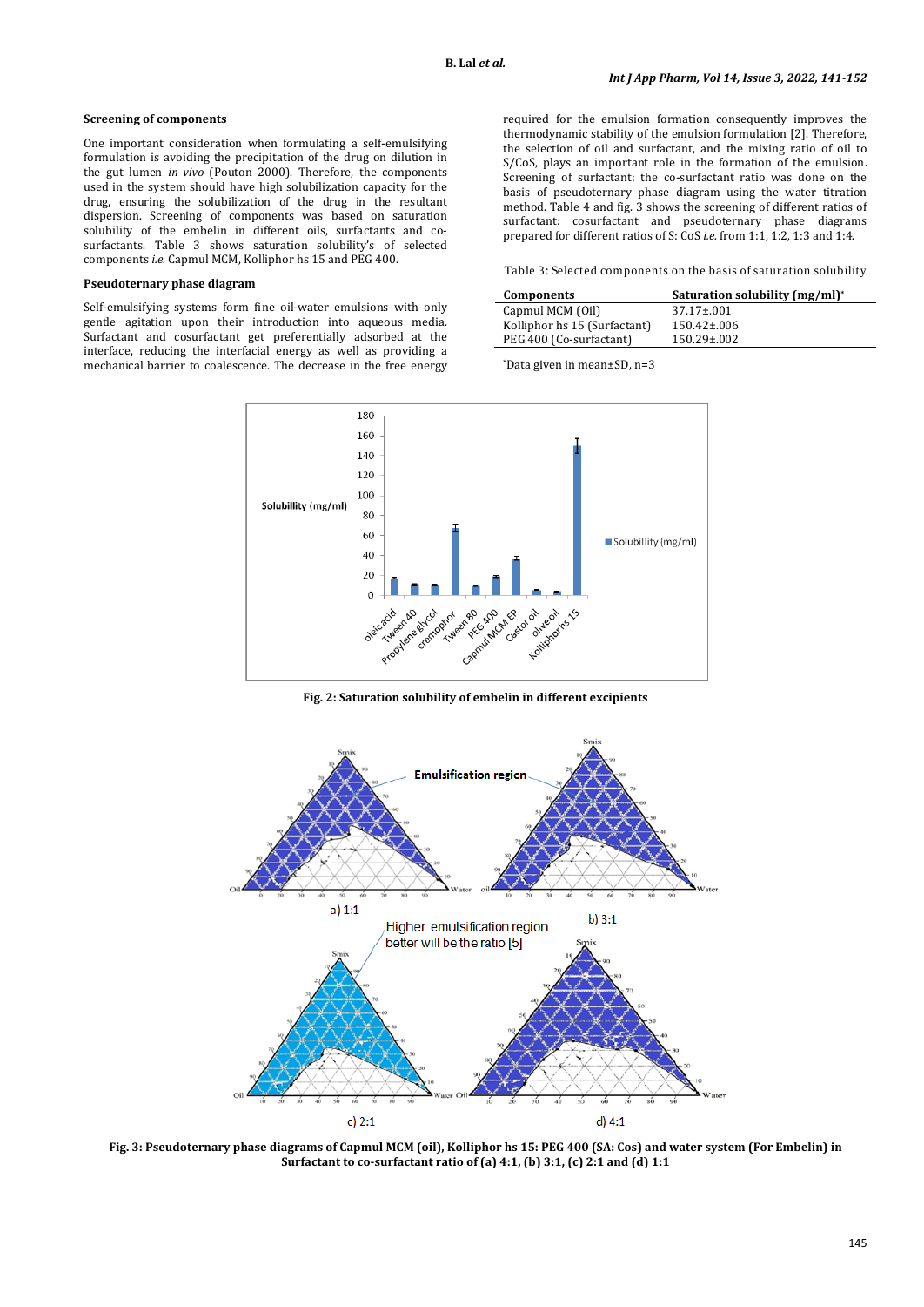### Screening of components

One important consideration when formulating a self-emulsifying formulation is avoiding the precipitation of the drug on dilution in the gut lumen *in vivo* (Pouton 2000). Therefore, the components used in the system should have high solubilization capacity for the drug, ensuring the solubilization of the resultant dispersion. Screening of components was based on saturation solubility of the embelin in different oils, surfactants and co-surfactants. Table 3 shows saturation solubility's of selected components *i.e.* Capmul MCM, Kolliphor hs 15 and PEG 400.

### Pseudoternary phase diagram

Self-emulsifying systems form fine oil-water emulsions with only gentle agitation upon their introduction into aqueous media. Surfactant and cosurfactant get preferentially adsorbed at the interface, reducing the interfacial energy as well as providing a mechanical barrier to coalescence. The decrease in the free energy required for the emulsion formation consequently improves the thermodynamic stability of the emulsion formulation [2]. Therefore, the selection of oil and surfactant, and the mixing ratio of oil to S/CoS, plays an important role in the formation of the emulsion. Screening of surfactant: the co-surfactant ratio was done on the basis of pseudoternary phase diagram using the water titration method. Table 4 and fig. 3 shows the screening of different ratios of surfactant: cosurfactant and pseudoternary phase diagrams prepared for different ratios of S: CoS *i.e.* from 1:1, 1:2, 1:3 and 1:4.

Table 3: Selected components on the basis of saturation solubility

| Components | Saturation solubility (mg/ml)* |
|---|---|
| Capmul MCM (Oil) | 37.17±.001 |
| Kolliphor hs 15 (Surfactant) | 150.42±.006 |
| PEG 400 (Co-surfactant) | 150.29±.002 |

*Data given in mean±SD, n=3

**Fig. 2: Saturation solubility of embelin in different excipients**

**Fig. 3: Pseudoternary phase diagrams of Capmul MCM (oil), Kolliphor hs 15: PEG 400 (SA: Cos) and water system (For Embelin) in Surfactant to co-surfactant ratio of (a) 4:1, (b) 3:1, (c) 2:1 and (d) 1:1**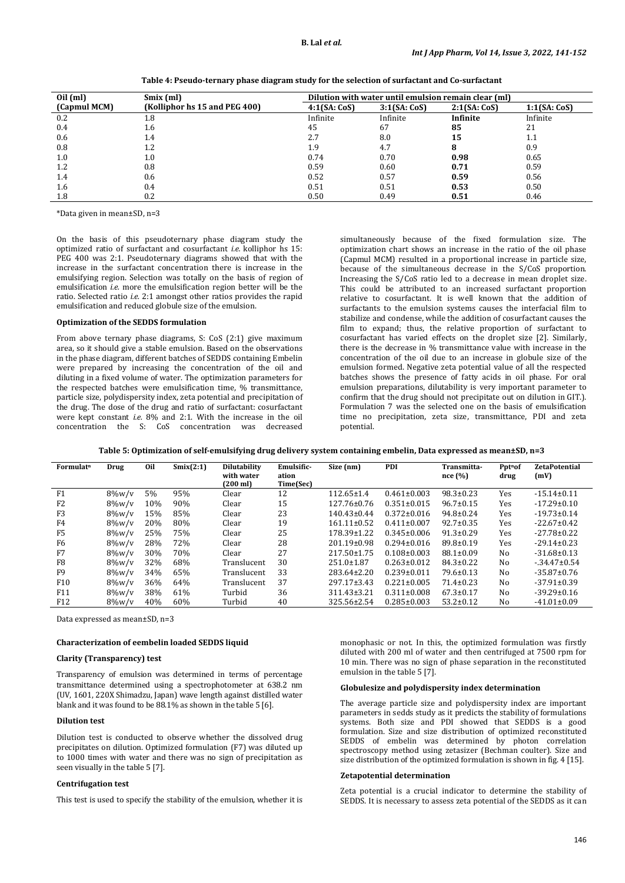**Table 4: Pseudo-ternary phase diagram study for the selection of surfactant and Co-surfactant**

| Oil (ml) (Capmul MCM) | Smix (ml) (Kolliphor hs 15 and PEG 400) | Dilution with water until emulsion remain clear (ml) | | | |
|---|---|---|---|---|---|
| | | 4:1(SA: CoS) | 3:1(SA: CoS) | 2:1(SA: CoS) | 1:1(SA: CoS) |
| 0.2 | 1.8 | Infinite | Infinite | **Infinite** | Infinite |
| 0.4 | 1.6 | 45 | 67 | **85** | 21 |
| 0.6 | 1.4 | 2.7 | 8.0 | **15** | 1.1 |
| 0.8 | 1.2 | 1.9 | 4.7 | **8** | 0.9 |
| 1.0 | 1.0 | 0.74 | 0.70 | **0.98** | 0.65 |
| 1.2 | 0.8 | 0.59 | 0.60 | **0.71** | 0.59 |
| 1.4 | 0.6 | 0.52 | 0.57 | **0.59** | 0.56 |
| 1.6 | 0.4 | 0.51 | 0.51 | **0.53** | 0.50 |
| 1.8 | 0.2 | 0.50 | 0.49 | **0.51** | 0.46 |

*Data given in mean±SD, n=3

On the basis of this pseudoternary phase diagram study the optimized ratio of surfactant and cosurfactant *i.e.* kolliphor hs 15: PEG 400 was 2:1. Pseudoternary diagrams showed that with the increase in the surfactant concentration there is increase in the emulsifying region. Selection was totally on the basis of region of emulsification *i.e.* more the emulsification region better will be the ratio. Selected ratio *i.e.* 2:1 amongst other ratios provides the rapid emulsification and reduced globule size of the emulsion.

**Optimization of the SEDDS formulation**

From above ternary phase diagrams, S: CoS (2:1) give maximum area, so it should give a stable emulsion. Based on the observations in the phase diagram, different batches of SEDDS containing Embelin were prepared by increasing the concentration of the oil and diluting in a fixed volume of water. The optimization parameters for the respected batches were emulsification time, % transmittance, particle size, polydispersity index, zeta potential and precipitation of the drug. The dose of the drug and ratio of surfactant: cosurfactant were kept constant *i.e.* 8% and 2:1. With the increase in the oil concentration the S: CoS concentration was decreased simultaneously because of the fixed formulation size. The optimization chart shows an increase in the ratio of the oil phase (Capmul MCM) resulted in a proportional increase in particle size, because of the simultaneous decrease in the S/CoS proportion. Increasing the S/CoS ratio led to a decrease in mean droplet size. This could be attributed to an increased surfactant proportion relative to cosurfactant. It is well known that the addition of surfactants to the emulsion systems causes the interfacial film to stabilize and condense, while the addition of cosurfactant causes the film to expand; thus, the relative proportion of surfactant to cosurfactant has varied effects on the droplet size [2]. Similarly, there is the decrease in % transmittance value with increase in the concentration of the oil due to an increase in globule size of the emulsion formed. Negative zeta potential value of all the respected batches shows the presence of fatty acids in oil phase. For oral emulsion preparations, dilutability is very important parameter to confirm that the drug should not precipitate out on dilution in GIT.). Formulation 7 was the selected one on the basis of emulsification time no precipitation, zeta size, transmittance, PDI and zeta potential.

**Table 5: Optimization of self-emulsifying drug delivery system containing embelin, Data expressed as mean±SD, n=3**

| Formulat[n] | Drug | Oil | Smix(2:1) | Dilutability with water (200 ml) | Emulsific-ation Time(Sec) | Size (nm) | PDI | Transmitta-nce (%) | Ppt[n]of drug | ZetaPotential (mV) |
|---|---|---|---|---|---|---|---|---|---|---|
| F1 | 8%w/v | 5% | 95% | Clear | 12 | 112.65±1.4 | 0.461±0.003 | 98.3±0.23 | Yes | -15.14±0.11 |
| F2 | 8%w/v | 10% | 90% | Clear | 15 | 127.76±0.76 | 0.351±0.015 | 96.7±0.15 | Yes | -17.29±0.10 |
| F3 | 8%w/v | 15% | 85% | Clear | 23 | 140.43±0.44 | 0.372±0.016 | 94.8±0.24 | Yes | -19.73±0.14 |
| F4 | 8%w/v | 20% | 80% | Clear | 19 | 161.11±0.52 | 0.411±0.007 | 92.7±0.35 | Yes | -22.67±0.42 |
| F5 | 8%w/v | 25% | 75% | Clear | 25 | 178.39±1.22 | 0.345±0.006 | 91.3±0.29 | Yes | -27.78±0.22 |
| F6 | 8%w/v | 28% | 72% | Clear | 28 | 201.19±0.98 | 0.294±0.016 | 89.8±0.19 | Yes | -29.14±0.23 |
| F7 | 8%w/v | 30% | 70% | Clear | 27 | 217.50±1.75 | 0.108±0.003 | 88.1±0.09 | No | -31.68±0.13 |
| F8 | 8%w/v | 32% | 68% | Translucent | 30 | 251.0±1.87 | 0.263±0.012 | 84.3±0.22 | No | -.34.47±0.54 |
| F9 | 8%w/v | 34% | 65% | Translucent | 33 | 283.64±2.20 | 0.239±0.011 | 79.6±0.13 | No | -35.87±0.76 |
| F10 | 8%w/v | 36% | 64% | Translucent | 37 | 297.17±3.43 | 0.221±0.005 | 71.4±0.23 | No | -37.91±0.39 |
| F11 | 8%w/v | 38% | 61% | Turbid | 36 | 311.43±3.21 | 0.311±0.008 | 67.3±0.17 | No | -39.29±0.16 |
| F12 | 8%w/v | 40% | 60% | Turbid | 40 | 325.56±2.54 | 0.285±0.003 | 53.2±0.12 | No | -41.01±0.09 |

Data expressed as mean±SD, n=3

**Characterization of eembelin loaded SEDDS liquid**

**Clarity (Transparency) test**

Transparency of emulsion was determined in terms of percentage transmittance determined using a spectrophotometer at 638.2 nm (UV, 1601, 220X Shimadzu, Japan) wave length against distilled water blank and it was found to be 88.1% as shown in the table 5 [6].

**Dilution test**

Dilution test is conducted to observe whether the dissolved drug precipitates on dilution. Optimized formulation (F7) was diluted up to 1000 times with water and there was no sign of precipitation as seen visually in the table 5 [7].

**Centrifugation test**

This test is used to specify the stability of the emulsion, whether it is monophasic or not. In this, the optimized formulation was firstly diluted with 200 ml of water and then centrifuged at 7500 rpm for 10 min. There was no sign of phase separation in the reconstituted emulsion in the table 5 [7].

**Globulesize and polydispersity index determination**

The average particle size and polydispersity index are important parameters in sedds study as it predicts the stability of formulations systems. Both size and PDI showed that SEDDS is a good formulation. Size and size distribution of optimized reconstituted SEDDS of embelin was determined by photon correlation spectroscopy method using zetasizer (Bechman coulter). Size and size distribution of the optimized formulation is shown in fig. 4 [15].

**Zetapotential determination**

Zeta potential is a crucial indicator to determine the stability of SEDDS. It is necessary to assess zeta potential of the SEDDS as it can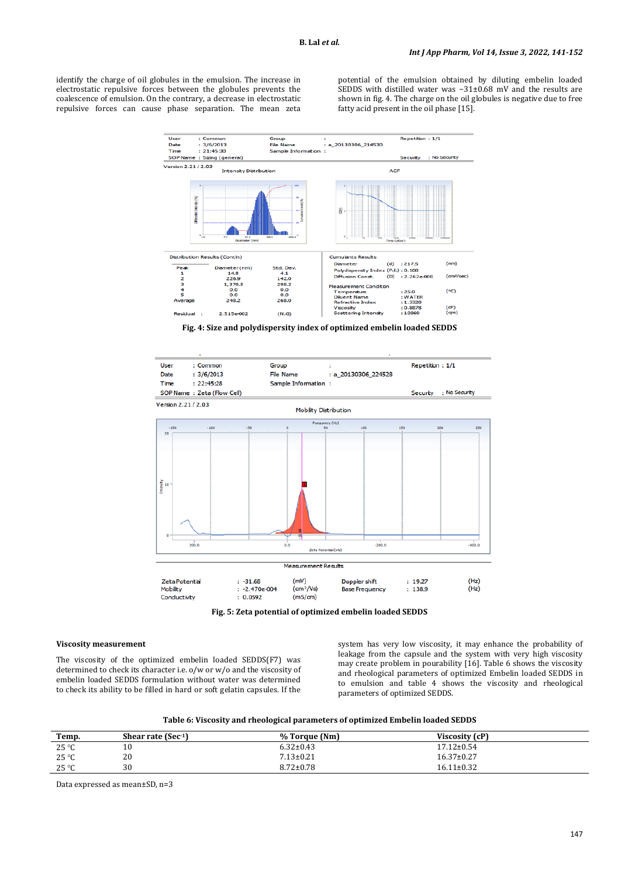identify the charge of oil globules in the emulsion. The increase in electrostatic repulsive forces between the globules prevents the coalescence of emulsion. On the contrary, a decrease in electrostatic repulsive forces can cause phase separation. The mean zeta potential of the emulsion obtained by diluting embelin loaded SEDDS with distilled water was −31±0.68 mV and the results are shown in fig. 4. The charge on the oil globules is negative due to free fatty acid present in the oil phase [15].

Fig. 4: Size and polydispersity index of optimized embelin loaded SEDDS

Fig. 5: Zeta potential of optimized embelin loaded SEDDS

### Viscosity measurement

The viscosity of the optimized embelin loaded SEDDS(F7) was determined to check its character i.e. o/w or w/o and the viscosity of embelin loaded SEDDS formulation without water was determined to check its ability to be filled in hard or soft gelatin capsules. If the system has very low viscosity, it may enhance the probability of leakage from the capsule and the system with very high viscosity may create problem in pourability [16]. Table 6 shows the viscosity and rheological parameters of optimized Embelin loaded SEDDS in to emulsion and table 4 shows the viscosity and rheological parameters of optimized SEDDS.

Table 6: Viscosity and rheological parameters of optimized Embelin loaded SEDDS

| Temp. | Shear rate (Sec$^{-1}$) | % Torque (Nm) | Viscosity (cP) |
|---|---|---|---|
| 25 °C | 10 | 6.32±0.43 | 17.12±0.54 |
| 25 °C | 20 | 7.13±0.21 | 16.37±0.27 |
| 25 °C | 30 | 8.72±0.78 | 16.11±0.32 |

Data expressed as mean±SD, n=3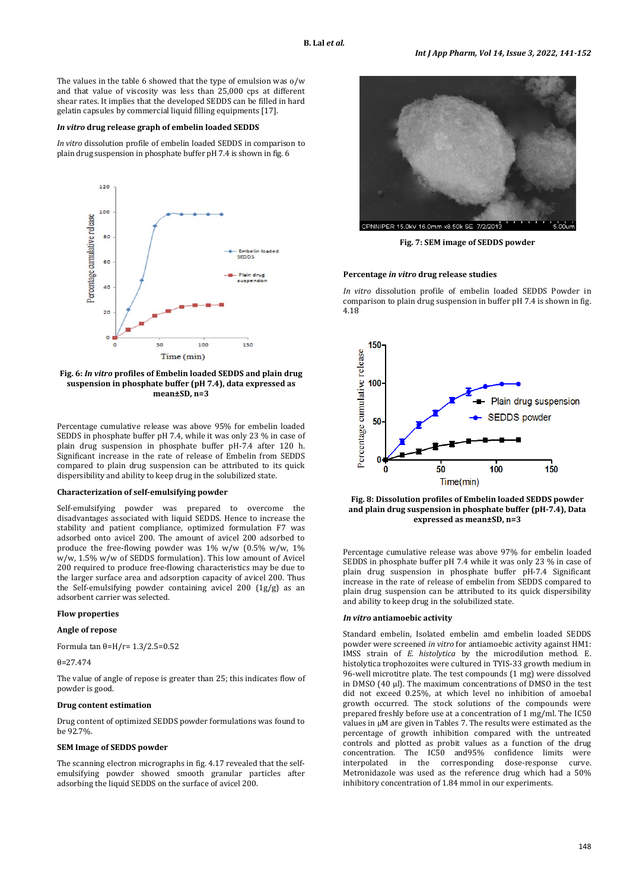The values in the table 6 showed that the type of emulsion was o/w and that value of viscosity was less than 25,000 cps at different shear rates. It implies that the developed SEDDS can be filled in hard gelatin capsules by commercial liquid filling equipments [17].

#### *In vitro* drug release graph of embelin loaded SEDDS

*In vitro* dissolution profile of embelin loaded SEDDS in comparison to plain drug suspension in phosphate buffer pH 7.4 is shown in fig. 6

**Fig. 6: *In vitro* profiles of Embelin loaded SEDDS and plain drug suspension in phosphate buffer (pH 7.4), data expressed as mean±SD, n=3**

Percentage cumulative release was above 95% for embelin loaded SEDDS in phosphate buffer pH 7.4, while it was only 23 % in case of plain drug suspension in phosphate buffer pH-7.4 after 120 h. Significant increase in the rate of release of Embelin from SEDDS compared to plain drug suspension can be attributed to its quick dispersibility and ability to keep drug in the solubilized state.

#### Characterization of self-emulsifying powder

Self-emulsifying powder was prepared to overcome the disadvantages associated with liquid SEDDS. Hence to increase the stability and patient compliance, optimized formulation F7 was adsorbed onto avicel 200. The amount of avicel 200 adsorbed to produce the free-flowing powder was 1% w/w (0.5% w/w, 1% w/w, 1.5% w/w of SEDDS formulation). This low amount of Avicel 200 required to produce free-flowing characteristics may be due to the larger surface area and adsorption capacity of avicel 200. Thus the Self-emulsifying powder containing avicel 200 (1g/g) as an adsorbent carrier was selected.

#### Flow properties

#### Angle of repose

Formula $\tan \theta = H/r = 1.3/2.5 = 0.52$

$\theta = 27.474$

The value of angle of repose is greater than 25; this indicates flow of powder is good.

#### Drug content estimation

Drug content of optimized SEDDS powder formulations was found to be 92.7%.

#### SEM Image of SEDDS powder

The scanning electron micrographs in fig. 4.17 revealed that the self-emulsifying powder showed smooth granular particles after adsorbing the liquid SEDDS on the surface of avicel 200.

**Fig. 7: SEM image of SEDDS powder**

#### Percentage *in vitro* drug release studies

*In vitro* dissolution profile of embelin loaded SEDDS Powder in comparison to plain drug suspension in buffer pH 7.4 is shown in fig. 4.18

**Fig. 8: Dissolution profiles of Embelin loaded SEDDS powder and plain drug suspension in phosphate buffer (pH-7.4), Data expressed as mean±SD, n=3**

Percentage cumulative release was above 97% for embelin loaded SEDDS in phosphate buffer pH 7.4 while it was only 23 % in case of plain drug suspension in phosphate buffer pH-7.4 Significant increase in the rate of release of embelin from SEDDS compared to plain drug suspension can be attributed to its quick dispersibility and ability to keep drug in the solubilized state.

#### *In vitro* antiamoebic activity

Standard embelin, Isolated embelin amd embelin loaded SEDDS powder were screened *in vitro* for antiamoebic activity against HM1: IMSS strain of *E. histolytica* by the microdilution method. E. histolytica trophozoites were cultured in TYIS-33 growth medium in 96-well microtitre plate. The test compounds (1 mg) were dissolved in DMSO (40 µl). The maximum concentrations of DMSO in the test did not exceed 0.25%, at which level no inhibition of amoebal growth occurred. The stock solutions of the compounds were prepared freshly before use at a concentration of 1 mg/ml. The IC50 values in µM are given in Tables 7. The results were estimated as the percentage of growth inhibition compared with the untreated controls and plotted as probit values as a function of the drug concentration. The IC50 and95% confidence limits were interpolated in the corresponding dose-response curve. Metronidazole was used as the reference drug which had a 50% inhibitory concentration of 1.84 mmol in our experiments.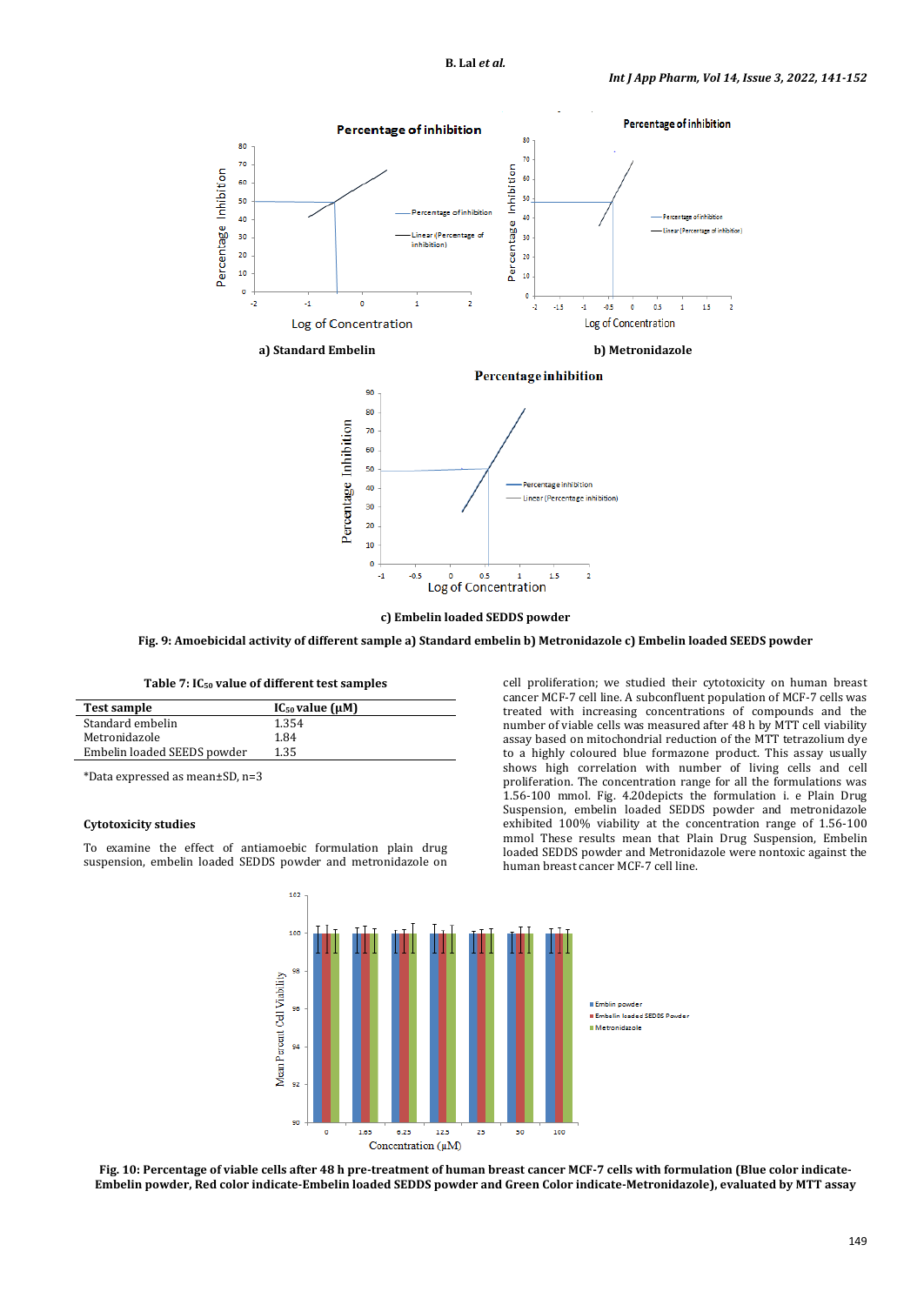a) Standard Embelin

b) Metronidazole

c) Embelin loaded SEEDS powder

**Fig. 9: Amoebicidal activity of different sample a) Standard embelin b) Metronidazole c) Embelin loaded SEEDS powder**

**Table 7: $IC_{50}$ value of different test samples**

| Test sample | $IC_{50}$ value (µM) |
|---|---|
| Standard embelin | 1.354 |
| Metronidazole | 1.84 |
| Embelin loaded SEEDS powder | 1.35 |

*Data expressed as mean±SD, n=3

### Cytotoxicity studies

To examine the effect of antiamoebic formulation plain drug suspension, embelin loaded SEDDS powder and metronidazole on cell proliferation; we studied their cytotoxicity on human breast cancer MCF-7 cell line. A subconfluent population of MCF-7 cells was treated with increasing concentrations of compounds and the number of viable cells was measured after 48 h by MTT cell viability assay based on mitochondrial reduction of the MTT tetrazolium dye to a highly coloured blue formazone product. This assay usually shows high correlation with number of living cells and cell proliferation. The concentration range for all the formulations was 1.56-100 mmol. Fig. 4.20depicts the formulation i. e Plain Drug Suspension, embelin loaded SEDDS powder and metronidazole exhibited 100% viability at the concentration range of 1.56-100 mmol These results mean that Plain Drug Suspension, Embelin loaded SEDDS powder and Metronidazole were nontoxic against the human breast cancer MCF-7 cell line.

**Fig. 10: Percentage of viable cells after 48 h pre-treatment of human breast cancer MCF-7 cells with formulation (Blue color indicate-Embelin powder, Red color indicate-Embelin loaded SEDDS powder and Green Color indicate-Metronidazole), evaluated by MTT assay**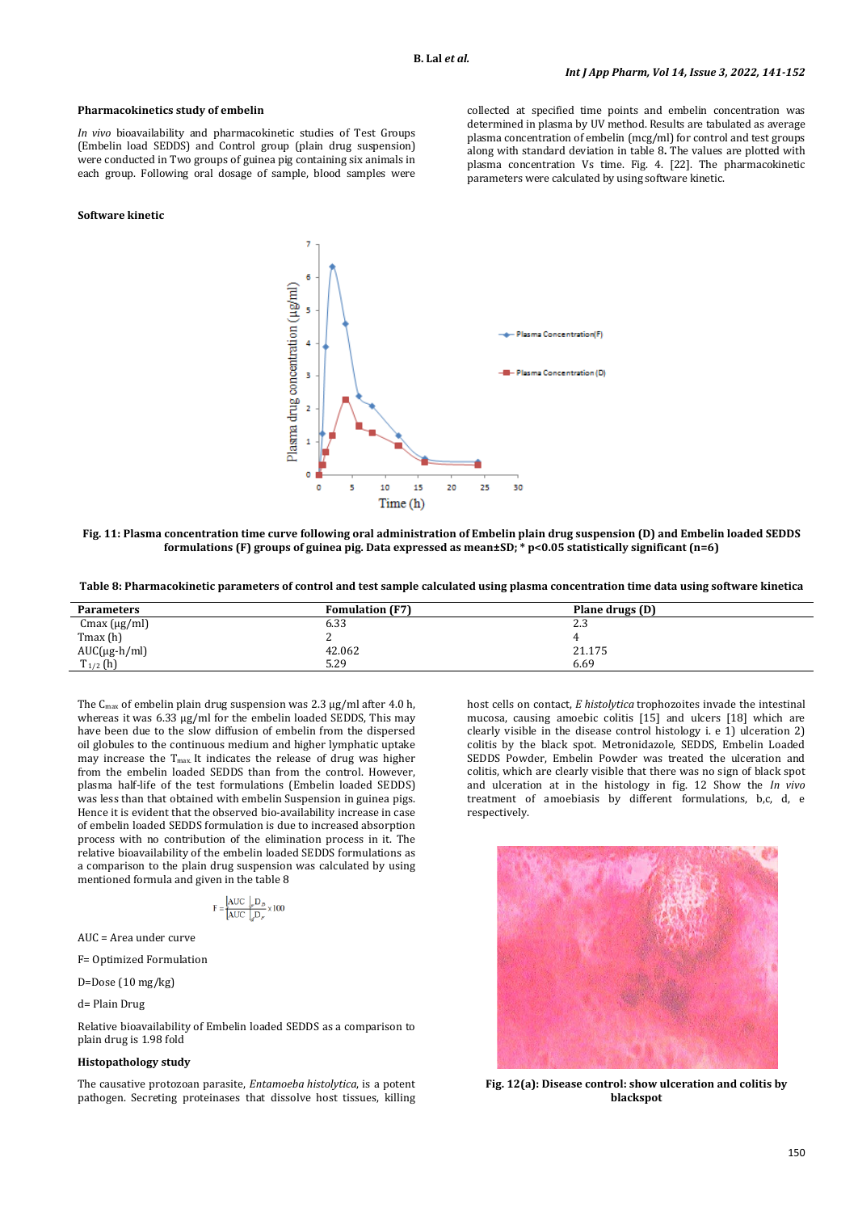### Pharmacokinetics study of embelin

*In vivo* bioavailability and pharmacokinetic studies of Test Groups (Embelin load SEDDS) and Control group (plain drug suspension) were conducted in Two groups of guinea pig containing six animals in each group. Following oral dosage of sample, blood samples were collected at specified time points and embelin concentration was determined in plasma by UV method. Results are tabulated as average plasma concentration of embelin (mcg/ml) for control and test groups along with standard deviation in table 8. The values are plotted with plasma concentration Vs time. Fig. 4. [22]. The pharmacokinetic parameters were calculated by using software kinetic.

### Software kinetic

**Fig. 11: Plasma concentration time curve following oral administration of Embelin plain drug suspension (D) and Embelin loaded SEDDS formulations (F) groups of guinea pig. Data expressed as mean±SD; * p<0.05 statistically significant (n=6)**

**Table 8: Pharmacokinetic parameters of control and test sample calculated using plasma concentration time data using software kinetica**

| Parameters | Fomulation (F7) | Plane drugs (D) |
|---|---|---|
| Cmax (µg/ml) | 6.33 | 2.3 |
| Tmax (h) | 2 | 4 |
| AUC(µg-h/ml) | 42.062 | 21.175 |
| $T_{1/2}$ (h) | 5.29 | 6.69 |

The $C_{max}$ of embelin plain drug suspension was 2.3 µg/ml after 4.0 h, whereas it was 6.33 µg/ml for the embelin loaded SEDDS, This may have been due to the slow diffusion of embelin from the dispersed oil globules to the continuous medium and higher lymphatic uptake may increase the $T_{max}$. It indicates the release of drug was higher from the embelin loaded SEDDS than from the control. However, plasma half-life of the test formulations (Embelin loaded SEDDS) was less than that obtained with embelin Suspension in guinea pigs. Hence it is evident that the observed bio-availability increase in case of embelin loaded SEDDS formulation is due to increased absorption process with no contribution of the elimination process in it. The relative bioavailability of the embelin loaded SEDDS formulations as a comparison to the plain drug suspension was calculated by using mentioned formula and given in the table 8

$$F = \frac{[AUC]_F D_D}{[AUC]_d D_F} \times 100$$

AUC = Area under curve

F= Optimized Formulation

D=Dose (10 mg/kg)

d= Plain Drug

Relative bioavailability of Embelin loaded SEDDS as a comparison to plain drug is 1.98 fold

### Histopathology study

The causative protozoan parasite, *Entamoeba histolytica*, is a potent pathogen. Secreting proteinases that dissolve host tissues, killing host cells on contact, *E histolytica* trophozoites invade the intestinal mucosa, causing amoebic colitis [15] and ulcers [18] which are clearly visible in the disease control histology i. e 1) ulceration 2) colitis by the black spot. Metronidazole, SEDDS, Embelin Loaded SEDDS Powder, Embelin Powder was treated the ulceration and colitis, which are clearly visible that there was no sign of black spot and ulceration at in the histology in fig. 12 Show the *In vivo* treatment of amoebiasis by different formulations, b,c, d, e respectively.

**Fig. 12(a): Disease control: show ulceration and colitis by blackspot**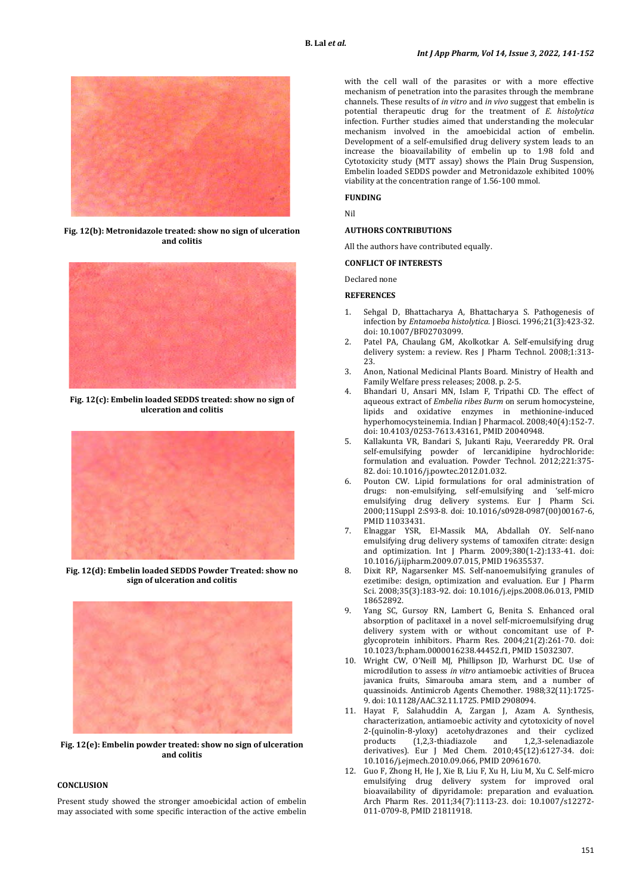**Fig. 12(b): Metronidazole treated: show no sign of ulceration and colitis**

**Fig. 12(c): Embelin loaded SEDDS treated: show no sign of ulceration and colitis**

**Fig. 12(d): Embelin loaded SEDDS Powder Treated: show no sign of ulceration and colitis**

**Fig. 12(e): Embelin powder treated: show no sign of ulceration and colitis**

## CONCLUSION

Present study showed the stronger amoebicidal action of embelin may associated with some specific interaction of the active embelin with the cell wall of the parasites or with a more effective mechanism of penetration into the parasites through the membrane channels. These results of *in vitro* and *in vivo* suggest that embelin is potential therapeutic drug for the treatment of *E. histolytica* infection. Further studies aimed that understanding the molecular mechanism involved in the amoebicidal action of embelin. Development of a self-emulsified drug delivery system leads to an increase the bioavailability of embelin up to 1.98 fold and Cytotoxicity study (MTT assay) shows the Plain Drug Suspension, Embelin loaded SEDDS powder and Metronidazole exhibited 100% viability at the concentration range of 1.56-100 mmol.

## FUNDING

Nil

## AUTHORS CONTRIBUTIONS

All the authors have contributed equally.

## CONFLICT OF INTERESTS

Declared none

## REFERENCES

1. Sehgal D, Bhattacharya A, Bhattacharya S. Pathogenesis of infection by *Entamoeba histolytica*. J Biosci. 1996;21(3):423-32. doi: 10.1007/BF02703099.
2. Patel PA, Chaulang GM, Akolkotkar A. Self-emulsifying drug delivery system: a review. Res J Pharm Technol. 2008;1:313-23.
3. Anon, National Medicinal Plants Board. Ministry of Health and Family Welfare press releases; 2008. p. 2-5.
4. Bhandari U, Ansari MN, Islam F, Tripathi CD. The effect of aqueous extract of *Embelia ribes Burm* on serum homocysteine, lipids and oxidative enzymes in methionine-induced hyperhomocysteinemia. Indian J Pharmacol. 2008;40(4):152-7. doi: 10.4103/0253-7613.43161, PMID 20040948.
5. Kallakunta VR, Bandari S, Jukanti Raju, Veerareddy PR. Oral self-emulsifying powder of lercanidipine hydrochloride: formulation and evaluation. Powder Technol. 2012;221:375-82. doi: 10.1016/j.powtec.2012.01.032.
6. Pouton CW. Lipid formulations for oral administration of drugs: non-emulsifying, self-emulsifying and 'self-micro emulsifying drug delivery systems. Eur J Pharm Sci. 2000;11Suppl 2:S93-8. doi: 10.1016/s0928-0987(00)00167-6, PMID 11033431.
7. Elnaggar YSR, El-Massik MA, Abdallah OY. Self-nano emulsifying drug delivery systems of tamoxifen citrate: design and optimization. Int J Pharm. 2009;380(1-2):133-41. doi: 10.1016/j.ijpharm.2009.07.015, PMID 19635537.
8. Dixit RP, Nagarsenker MS. Self-nanoemulsifying granules of ezetimibe: design, optimization and evaluation. Eur J Pharm Sci. 2008;35(3):183-92. doi: 10.1016/j.ejps.2008.06.013, PMID 18652892.
9. Yang SC, Gursoy RN, Lambert G, Benita S. Enhanced oral absorption of paclitaxel in a novel self-microemulsifying drug delivery system with or without concomitant use of P-glycoprotein inhibitors. Pharm Res. 2004;21(2):261-70. doi: 10.1023/b:pham.0000016238.44452.f1, PMID 15032307.
10. Wright CW, O'Neill MJ, Phillipson JD, Warhurst DC. Use of microdilution to assess *in vitro* antiamoebic activities of Brucea javanica fruits, Simarouba amara stem, and a number of quassinoids. Antimicrob Agents Chemother. 1988;32(11):1725-9. doi: 10.1128/AAC.32.11.1725. PMID 2908094.
11. Hayat F, Salahuddin A, Zargan J, Azam A. Synthesis, characterization, antiamoebic activity and cytotoxicity of novel 2-(quinolin-8-yloxy) acetohydrazones and their cyclized products (1,2,3-thiadiazole and 1,2,3-selenadiazole derivatives). Eur J Med Chem. 2010;45(12):6127-34. doi: 10.1016/j.ejmech.2010.09.066, PMID 20961670.
12. Guo F, Zhong H, He J, Xie B, Liu F, Xu H, Liu M, Xu C. Self-micro emulsifying drug delivery system for improved oral bioavailability of dipyridamole: preparation and evaluation. Arch Pharm Res. 2011;34(7):1113-23. doi: 10.1007/s12272-011-0709-8, PMID 21811918.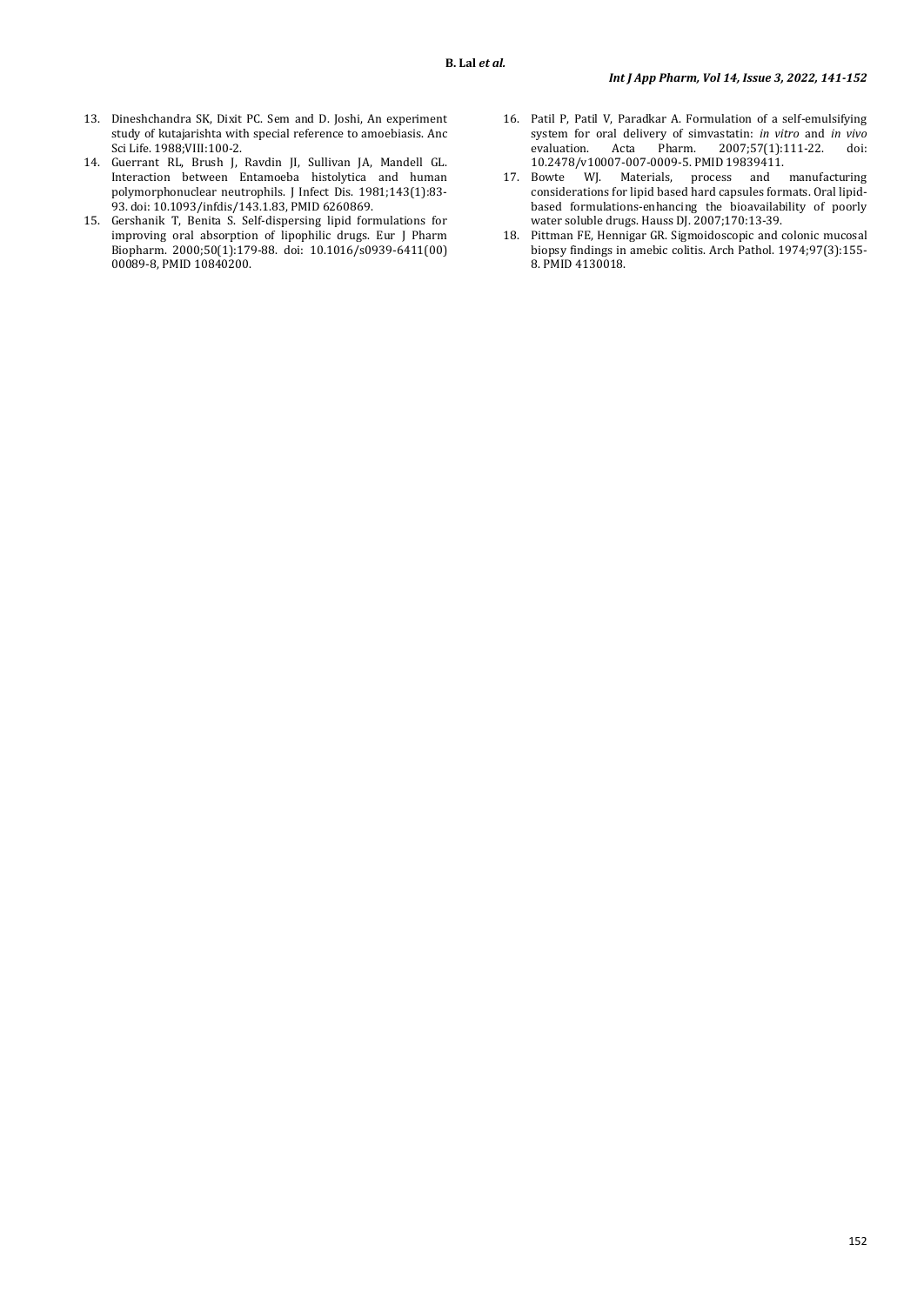13. Dineshchandra SK, Dixit PC. Sem and D. Joshi, An experiment study of kutajarishta with special reference to amoebiasis. Anc Sci Life. 1988;VIII:100-2.
14. Guerrant RL, Brush J, Ravdin JI, Sullivan JA, Mandell GL. Interaction between Entamoeba histolytica and human polymorphonuclear neutrophils. J Infect Dis. 1981;143(1):83-93. doi: 10.1093/infdis/143.1.83, PMID 6260869.
15. Gershanik T, Benita S. Self-dispersing lipid formulations for improving oral absorption of lipophilic drugs. Eur J Pharm Biopharm. 2000;50(1):179-88. doi: 10.1016/s0939-6411(00)00089-8, PMID 10840200.
16. Patil P, Patil V, Paradkar A. Formulation of a self-emulsifying system for oral delivery of simvastatin: *in vitro* and *in vivo* evaluation. Acta Pharm. 2007;57(1):111-22. doi: 10.2478/v10007-007-0009-5. PMID 19839411.
17. Bowte WJ. Materials, process and manufacturing considerations for lipid based hard capsules formats. Oral lipid-based formulations-enhancing the bioavailability of poorly water soluble drugs. Hauss DJ. 2007;170:13-39.
18. Pittman FE, Hennigar GR. Sigmoidoscopic and colonic mucosal biopsy findings in amebic colitis. Arch Pathol. 1974;97(3):155-8. PMID 4130018.